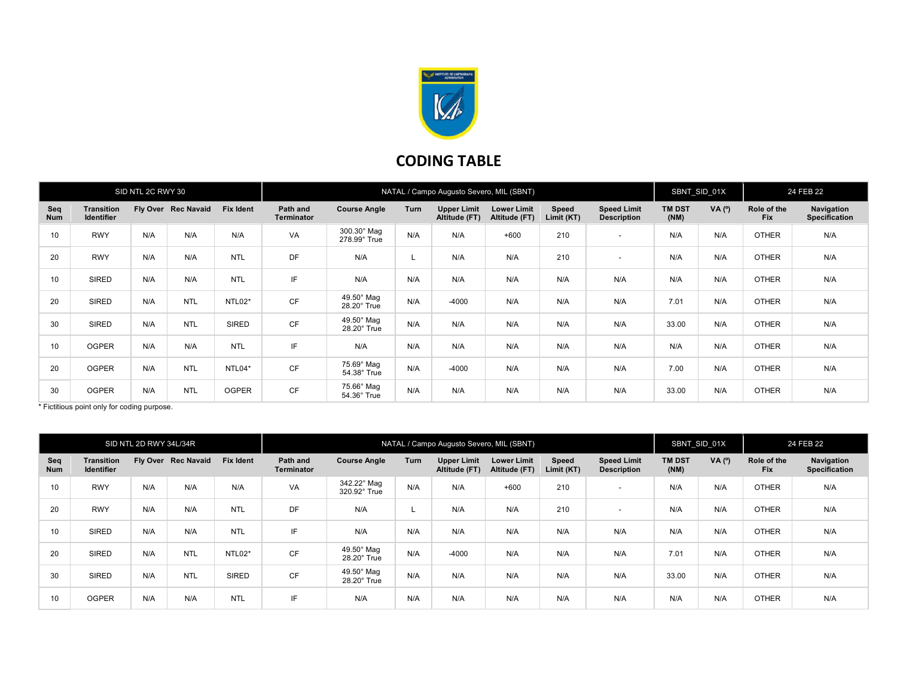# CODING TABLE

| SID NTL 2C RWY 30 | | | | | NATAL / Campo Augusto Severo, MIL (SBNT) | | | | | | | SBNT_SID_01X | | 24 FEB 22 | |
|---|---|---|---|---|---|---|---|---|---|---|---|---|---|---|---|
| **Seq Num** | **Transition Identifier** | **Fly Over** | **Rec Navaid** | **Fix Ident** | **Path and Terminator** | **Course Angle** | **Turn** | **Upper Limit Altitude (FT)** | **Lower Limit Altitude (FT)** | **Speed Limit (KT)** | **Speed Limit Description** | **TM DST (NM)** | **VA (º)** | **Role of the Fix** | **Navigation Specification** |
| 10 | RWY | N/A | N/A | N/A | VA | 300.30° Mag 278.99° True | N/A | N/A | +600 | 210 | - | N/A | N/A | OTHER | N/A |
| 20 | RWY | N/A | N/A | NTL | DF | N/A | L | N/A | N/A | 210 | - | N/A | N/A | OTHER | N/A |
| 10 | SIRED | N/A | N/A | NTL | IF | N/A | N/A | N/A | N/A | N/A | N/A | N/A | N/A | OTHER | N/A |
| 20 | SIRED | N/A | NTL | NTL02* | CF | 49.50° Mag 28.20° True | N/A | -4000 | N/A | N/A | N/A | 7.01 | N/A | OTHER | N/A |
| 30 | SIRED | N/A | NTL | SIRED | CF | 49.50° Mag 28.20° True | N/A | N/A | N/A | N/A | N/A | 33.00 | N/A | OTHER | N/A |
| 10 | OGPER | N/A | N/A | NTL | IF | N/A | N/A | N/A | N/A | N/A | N/A | N/A | N/A | OTHER | N/A |
| 20 | OGPER | N/A | NTL | NTL04* | CF | 75.69° Mag 54.38° True | N/A | -4000 | N/A | N/A | N/A | 7.00 | N/A | OTHER | N/A |
| 30 | OGPER | N/A | NTL | OGPER | CF | 75.66° Mag 54.36° True | N/A | N/A | N/A | N/A | N/A | 33.00 | N/A | OTHER | N/A |

\* Fictitious point only for coding purpose.

| SID NTL 2D RWY 34L/34R | | | | | NATAL / Campo Augusto Severo, MIL (SBNT) | | | | | | | SBNT_SID_01X | | 24 FEB 22 | |
|---|---|---|---|---|---|---|---|---|---|---|---|---|---|---|---|
| **Seq Num** | **Transition Identifier** | **Fly Over** | **Rec Navaid** | **Fix Ident** | **Path and Terminator** | **Course Angle** | **Turn** | **Upper Limit Altitude (FT)** | **Lower Limit Altitude (FT)** | **Speed Limit (KT)** | **Speed Limit Description** | **TM DST (NM)** | **VA (º)** | **Role of the Fix** | **Navigation Specification** |
| 10 | RWY | N/A | N/A | N/A | VA | 342.22° Mag 320.92° True | N/A | N/A | +600 | 210 | - | N/A | N/A | OTHER | N/A |
| 20 | RWY | N/A | N/A | NTL | DF | N/A | L | N/A | N/A | 210 | - | N/A | N/A | OTHER | N/A |
| 10 | SIRED | N/A | N/A | NTL | IF | N/A | N/A | N/A | N/A | N/A | N/A | N/A | N/A | OTHER | N/A |
| 20 | SIRED | N/A | NTL | NTL02* | CF | 49.50° Mag 28.20° True | N/A | -4000 | N/A | N/A | N/A | 7.01 | N/A | OTHER | N/A |
| 30 | SIRED | N/A | NTL | SIRED | CF | 49.50° Mag 28.20° True | N/A | N/A | N/A | N/A | N/A | 33.00 | N/A | OTHER | N/A |
| 10 | OGPER | N/A | N/A | NTL | IF | N/A | N/A | N/A | N/A | N/A | N/A | N/A | N/A | OTHER | N/A |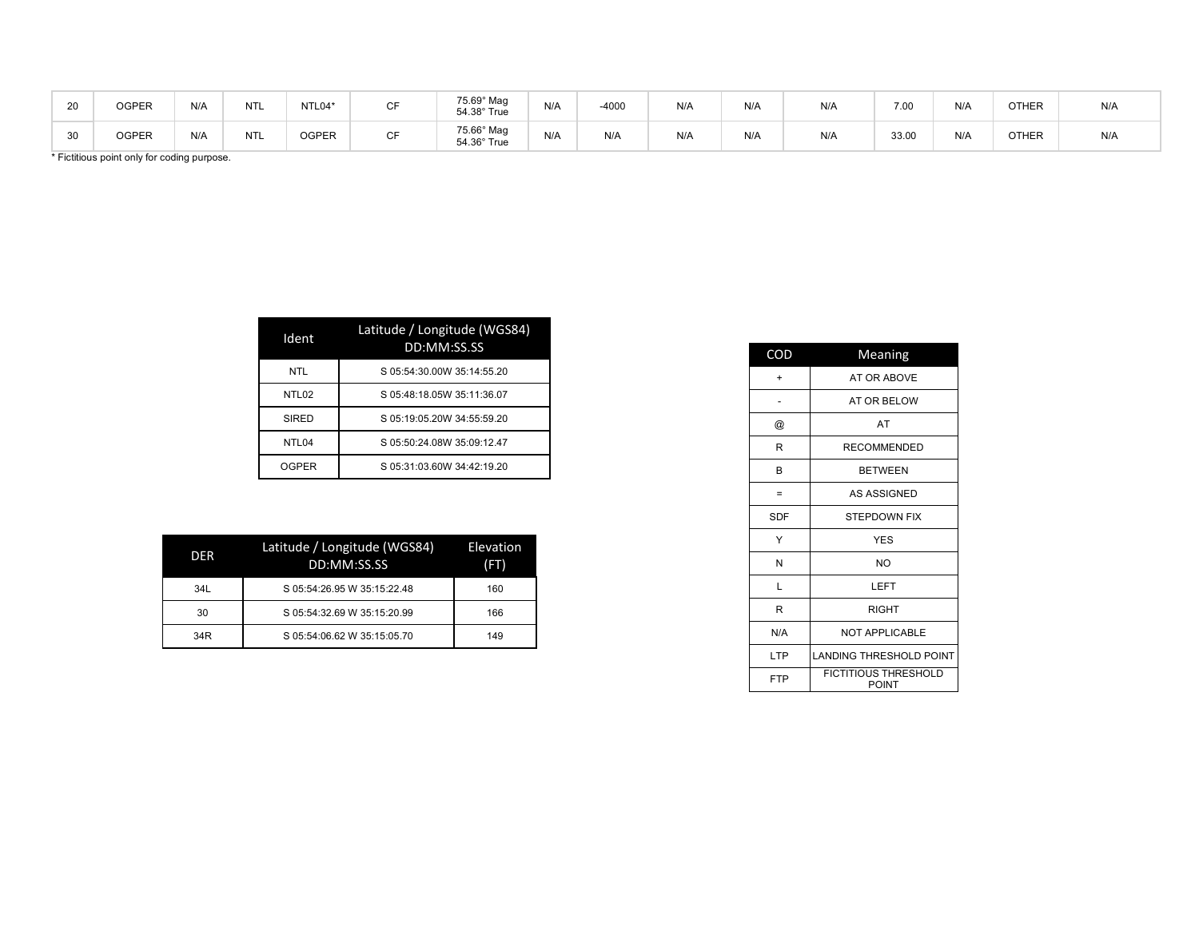| | | | | | | | | | | | | | | | |
|---|---|---|---|---|---|---|---|---|---|---|---|---|---|---|---|
| 20 | OGPER | N/A | NTL | NTL04* | CF | 75.69° Mag 54.38° True | N/A | -4000 | N/A | N/A | N/A | 7.00 | N/A | OTHER | N/A |
| 30 | OGPER | N/A | NTL | OGPER | CF | 75.66° Mag 54.36° True | N/A | N/A | N/A | N/A | N/A | 33.00 | N/A | OTHER | N/A |

* Fictitious point only for coding purpose.

| Ident | Latitude / Longitude (WGS84) DD:MM:SS.SS |
|---|---|
| NTL | S 05:54:30.00W 35:14:55.20 |
| NTL02 | S 05:48:18.05W 35:11:36.07 |
| SIRED | S 05:19:05.20W 34:55:59.20 |
| NTL04 | S 05:50:24.08W 35:09:12.47 |
| OGPER | S 05:31:03.60W 34:42:19.20 |

| DER | Latitude / Longitude (WGS84) DD:MM:SS.SS | Elevation (FT) |
|---|---|---|
| 34L | S 05:54:26.95 W 35:15:22.48 | 160 |
| 30 | S 05:54:32.69 W 35:15:20.99 | 166 |
| 34R | S 05:54:06.62 W 35:15:05.70 | 149 |

| COD | Meaning |
|---|---|
| + | AT OR ABOVE |
| - | AT OR BELOW |
| @ | AT |
| R | RECOMMENDED |
| B | BETWEEN |
| = | AS ASSIGNED |
| SDF | STEPDOWN FIX |
| Y | YES |
| N | NO |
| L | LEFT |
| R | RIGHT |
| N/A | NOT APPLICABLE |
| LTP | LANDING THRESHOLD POINT |
| FTP | FICTITIOUS THRESHOLD POINT |